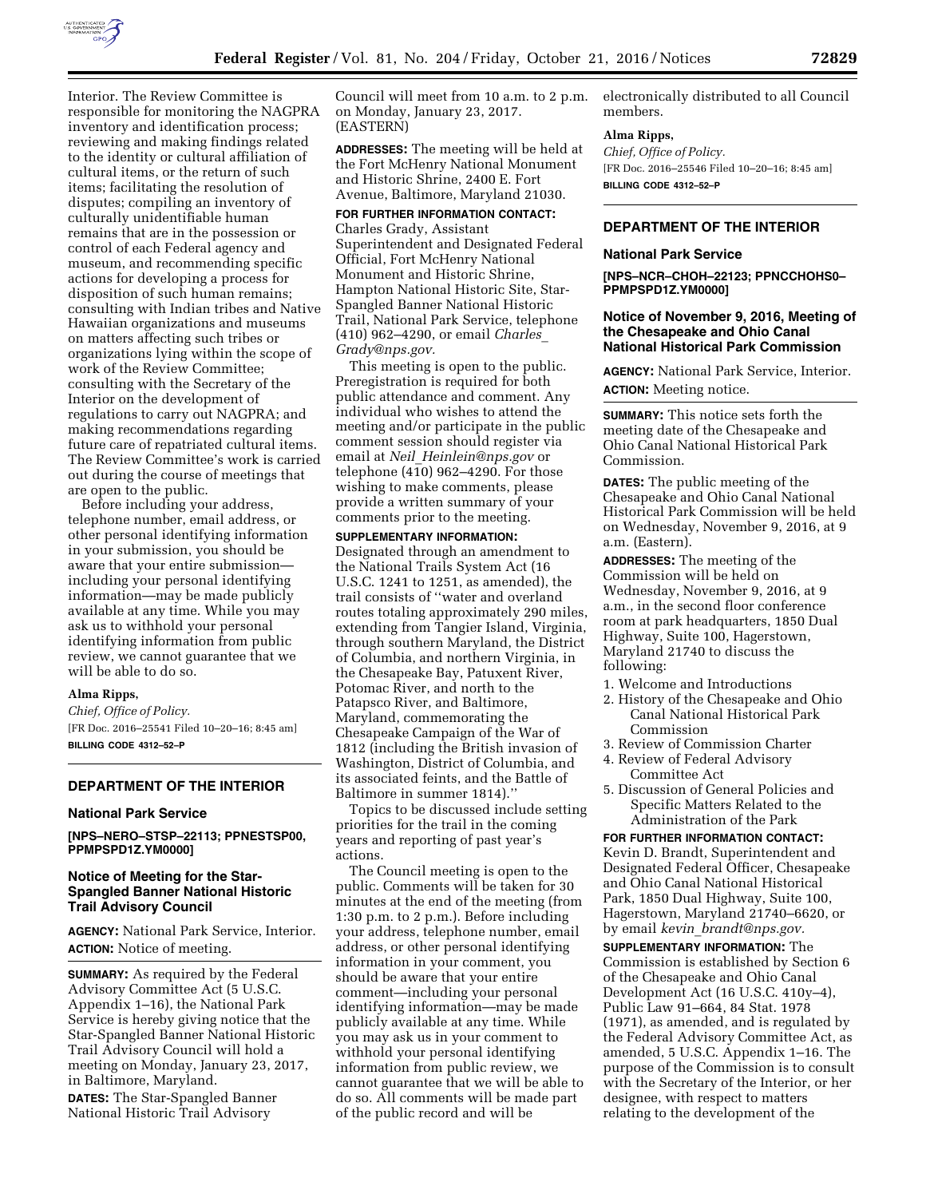Interior. The Review Committee is responsible for monitoring the NAGPRA inventory and identification process; reviewing and making findings related to the identity or cultural affiliation of cultural items, or the return of such items; facilitating the resolution of disputes; compiling an inventory of culturally unidentifiable human remains that are in the possession or control of each Federal agency and museum, and recommending specific actions for developing a process for disposition of such human remains; consulting with Indian tribes and Native Hawaiian organizations and museums on matters affecting such tribes or organizations lying within the scope of work of the Review Committee; consulting with the Secretary of the Interior on the development of regulations to carry out NAGPRA; and making recommendations regarding future care of repatriated cultural items. The Review Committee's work is carried out during the course of meetings that are open to the public.

Before including your address, telephone number, email address, or other personal identifying information in your submission, you should be aware that your entire submission—including your personal identifying information—may be made publicly available at any time. While you may ask us to withhold your personal identifying information from public review, we cannot guarantee that we will be able to do so.

**Alma Ripps,**

*Chief, Office of Policy.*

[FR Doc. 2016–25541 Filed 10–20–16; 8:45 am]

**BILLING CODE 4312–52–P**

## DEPARTMENT OF THE INTERIOR

### National Park Service

**[NPS–NERO–STSP–22113; PPNESTSP00, PPMPSPD1Z.YM0000]**

### Notice of Meeting for the Star-Spangled Banner National Historic Trail Advisory Council

**AGENCY:** National Park Service, Interior.

**ACTION:** Notice of meeting.

**SUMMARY:** As required by the Federal Advisory Committee Act (5 U.S.C. Appendix 1–16), the National Park Service is hereby giving notice that the Star-Spangled Banner National Historic Trail Advisory Council will hold a meeting on Monday, January 23, 2017, in Baltimore, Maryland.

**DATES:** The Star-Spangled Banner National Historic Trail Advisory Council will meet from 10 a.m. to 2 p.m. on Monday, January 23, 2017. (EASTERN)

**ADDRESSES:** The meeting will be held at the Fort McHenry National Monument and Historic Shrine, 2400 E. Fort Avenue, Baltimore, Maryland 21030.

**FOR FURTHER INFORMATION CONTACT:** Charles Grady, Assistant Superintendent and Designated Federal Official, Fort McHenry National Monument and Historic Shrine, Hampton National Historic Site, Star-Spangled Banner National Historic Trail, National Park Service, telephone (410) 962–4290, or email *Charles_Grady@nps.gov.*

This meeting is open to the public. Preregistration is required for both public attendance and comment. Any individual who wishes to attend the meeting and/or participate in the public comment session should register via email at *Neil_Heinlein@nps.gov* or telephone (410) 962–4290. For those wishing to make comments, please provide a written summary of your comments prior to the meeting.

**SUPPLEMENTARY INFORMATION:** Designated through an amendment to the National Trails System Act (16 U.S.C. 1241 to 1251, as amended), the trail consists of ''water and overland routes totaling approximately 290 miles, extending from Tangier Island, Virginia, through southern Maryland, the District of Columbia, and northern Virginia, in the Chesapeake Bay, Patuxent River, Potomac River, and north to the Patapsco River, and Baltimore, Maryland, commemorating the Chesapeake Campaign of the War of 1812 (including the British invasion of Washington, District of Columbia, and its associated feints, and the Battle of Baltimore in summer 1814).''

Topics to be discussed include setting priorities for the trail in the coming years and reporting of past year's actions.

The Council meeting is open to the public. Comments will be taken for 30 minutes at the end of the meeting (from 1:30 p.m. to 2 p.m.). Before including your address, telephone number, email address, or other personal identifying information in your comment, you should be aware that your entire comment—including your personal identifying information—may be made publicly available at any time. While you may ask us in your comment to withhold your personal identifying information from public review, we cannot guarantee that we will be able to do so. All comments will be made part of the public record and will be electronically distributed to all Council members.

**Alma Ripps,**

*Chief, Office of Policy.*

[FR Doc. 2016–25546 Filed 10–20–16; 8:45 am]

**BILLING CODE 4312–52–P**

## DEPARTMENT OF THE INTERIOR

### National Park Service

**[NPS–NCR–CHOH–22123; PPNCCHOHS0–PPMPSPD1Z.YM0000]**

### Notice of November 9, 2016, Meeting of the Chesapeake and Ohio Canal National Historical Park Commission

**AGENCY:** National Park Service, Interior.

**ACTION:** Meeting notice.

**SUMMARY:** This notice sets forth the meeting date of the Chesapeake and Ohio Canal National Historical Park Commission.

**DATES:** The public meeting of the Chesapeake and Ohio Canal National Historical Park Commission will be held on Wednesday, November 9, 2016, at 9 a.m. (Eastern).

**ADDRESSES:** The meeting of the Commission will be held on Wednesday, November 9, 2016, at 9 a.m., in the second floor conference room at park headquarters, 1850 Dual Highway, Suite 100, Hagerstown, Maryland 21740 to discuss the following:

1. Welcome and Introductions
2. History of the Chesapeake and Ohio Canal National Historical Park Commission
3. Review of Commission Charter
4. Review of Federal Advisory Committee Act
5. Discussion of General Policies and Specific Matters Related to the Administration of the Park

**FOR FURTHER INFORMATION CONTACT:** Kevin D. Brandt, Superintendent and Designated Federal Officer, Chesapeake and Ohio Canal National Historical Park, 1850 Dual Highway, Suite 100, Hagerstown, Maryland 21740–6620, or by email *kevin_brandt@nps.gov.*

**SUPPLEMENTARY INFORMATION:** The Commission is established by Section 6 of the Chesapeake and Ohio Canal Development Act (16 U.S.C. 410y–4), Public Law 91–664, 84 Stat. 1978 (1971), as amended, and is regulated by the Federal Advisory Committee Act, as amended, 5 U.S.C. Appendix 1–16. The purpose of the Commission is to consult with the Secretary of the Interior, or her designee, with respect to matters relating to the development of the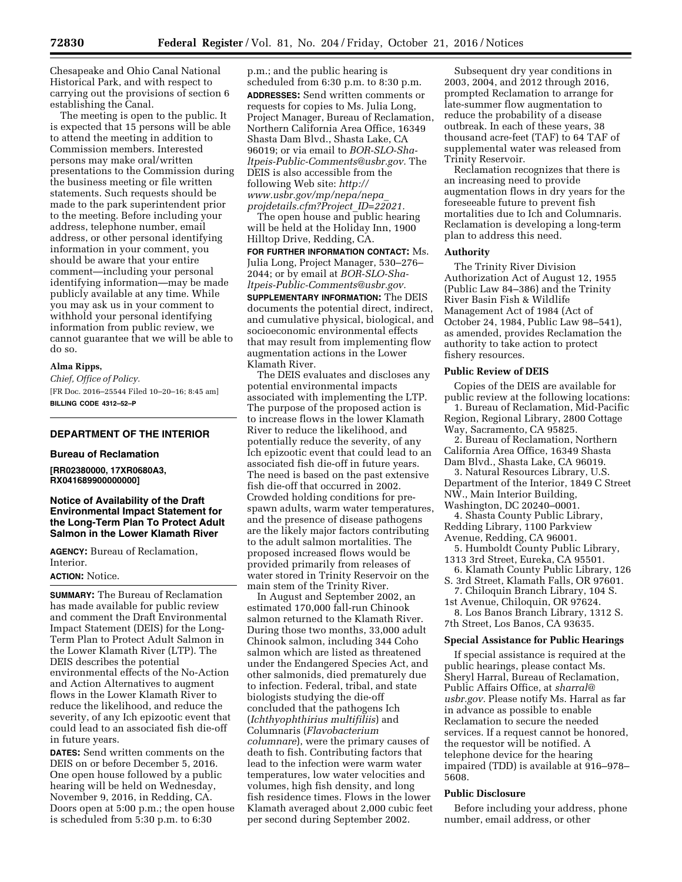Chesapeake and Ohio Canal National Historical Park, and with respect to carrying out the provisions of section 6 establishing the Canal.

The meeting is open to the public. It is expected that 15 persons will be able to attend the meeting in addition to Commission members. Interested persons may make oral/written presentations to the Commission during the business meeting or file written statements. Such requests should be made to the park superintendent prior to the meeting. Before including your address, telephone number, email address, or other personal identifying information in your comment, you should be aware that your entire comment—including your personal identifying information—may be made publicly available at any time. While you may ask us in your comment to withhold your personal identifying information from public review, we cannot guarantee that we will be able to do so.

**Alma Ripps,**

*Chief, Office of Policy.*

[FR Doc. 2016–25544 Filed 10–20–16; 8:45 am]

**BILLING CODE 4312–52–P**

---

## DEPARTMENT OF THE INTERIOR

### Bureau of Reclamation

**[RR02380000, 17XR0680A3, RX041689900000000]**

### Notice of Availability of the Draft Environmental Impact Statement for the Long-Term Plan To Protect Adult Salmon in the Lower Klamath River

**AGENCY:** Bureau of Reclamation, Interior.

**ACTION:** Notice.

**SUMMARY:** The Bureau of Reclamation has made available for public review and comment the Draft Environmental Impact Statement (DEIS) for the Long-Term Plan to Protect Adult Salmon in the Lower Klamath River (LTP). The DEIS describes the potential environmental effects of the No-Action and Action Alternatives to augment flows in the Lower Klamath River to reduce the likelihood, and reduce the severity, of any Ich epizootic event that could lead to an associated fish die-off in future years.

**DATES:** Send written comments on the DEIS on or before December 5, 2016. One open house followed by a public hearing will be held on Wednesday, November 9, 2016, in Redding, CA. Doors open at 5:00 p.m.; the open house is scheduled from 5:30 p.m. to 6:30 p.m.; and the public hearing is scheduled from 6:30 p.m. to 8:30 p.m.

**ADDRESSES:** Send written comments or requests for copies to Ms. Julia Long, Project Manager, Bureau of Reclamation, Northern California Area Office, 16349 Shasta Dam Blvd., Shasta Lake, CA 96019; or via email to *BOR-SLO-Sha-ltpeis-Public-Comments@usbr.gov.* The DEIS is also accessible from the following Web site: *http://www.usbr.gov/mp/nepa/nepa_projdetails.cfm?Project_ID=22021.*

The open house and public hearing will be held at the Holiday Inn, 1900 Hilltop Drive, Redding, CA.

**FOR FURTHER INFORMATION CONTACT:** Ms. Julia Long, Project Manager, 530–276–2044; or by email at *BOR-SLO-Sha-ltpeis-Public-Comments@usbr.gov.*

**SUPPLEMENTARY INFORMATION:** The DEIS documents the potential direct, indirect, and cumulative physical, biological, and socioeconomic environmental effects that may result from implementing flow augmentation actions in the Lower Klamath River.

The DEIS evaluates and discloses any potential environmental impacts associated with implementing the LTP. The purpose of the proposed action is to increase flows in the lower Klamath River to reduce the likelihood, and potentially reduce the severity, of any Ich epizootic event that could lead to an associated fish die-off in future years. The need is based on the past extensive fish die-off that occurred in 2002. Crowded holding conditions for pre-spawn adults, warm water temperatures, and the presence of disease pathogens are the likely major factors contributing to the adult salmon mortalities. The proposed increased flows would be provided primarily from releases of water stored in Trinity Reservoir on the main stem of the Trinity River.

In August and September 2002, an estimated 170,000 fall-run Chinook salmon returned to the Klamath River. During those two months, 33,000 adult Chinook salmon, including 344 Coho salmon which are listed as threatened under the Endangered Species Act, and other salmonids, died prematurely due to infection. Federal, tribal, and state biologists studying the die-off concluded that the pathogens Ich (*Ichthyophthirius multifiliis*) and Columnaris (*Flavobacterium columnare*), were the primary causes of death to fish. Contributing factors that lead to the infection were warm water temperatures, low water velocities and volumes, high fish density, and long fish residence times. Flows in the lower Klamath averaged about 2,000 cubic feet per second during September 2002.

Subsequent dry year conditions in 2003, 2004, and 2012 through 2016, prompted Reclamation to arrange for late-summer flow augmentation to reduce the probability of a disease outbreak. In each of these years, 38 thousand acre-feet (TAF) to 64 TAF of supplemental water was released from Trinity Reservoir.

Reclamation recognizes that there is an increasing need to provide augmentation flows in dry years for the foreseeable future to prevent fish mortalities due to Ich and Columnaris. Reclamation is developing a long-term plan to address this need.

#### Authority

The Trinity River Division Authorization Act of August 12, 1955 (Public Law 84–386) and the Trinity River Basin Fish & Wildlife Management Act of 1984 (Act of October 24, 1984, Public Law 98–541), as amended, provides Reclamation the authority to take action to protect fishery resources.

#### Public Review of DEIS

Copies of the DEIS are available for public review at the following locations:

1. Bureau of Reclamation, Mid-Pacific Region, Regional Library, 2800 Cottage Way, Sacramento, CA 95825.
2. Bureau of Reclamation, Northern California Area Office, 16349 Shasta Dam Blvd., Shasta Lake, CA 96019.
3. Natural Resources Library, U.S. Department of the Interior, 1849 C Street NW., Main Interior Building, Washington, DC 20240–0001.
4. Shasta County Public Library, Redding Library, 1100 Parkview Avenue, Redding, CA 96001.
5. Humboldt County Public Library, 1313 3rd Street, Eureka, CA 95501.
6. Klamath County Public Library, 126 S. 3rd Street, Klamath Falls, OR 97601.
7. Chiloquin Branch Library, 104 S. 1st Avenue, Chiloquin, OR 97624.
8. Los Banos Branch Library, 1312 S. 7th Street, Los Banos, CA 93635.

#### Special Assistance for Public Hearings

If special assistance is required at the public hearings, please contact Ms. Sheryl Harral, Bureau of Reclamation, Public Affairs Office, at *sharral@usbr.gov.* Please notify Ms. Harral as far in advance as possible to enable Reclamation to secure the needed services. If a request cannot be honored, the requestor will be notified. A telephone device for the hearing impaired (TDD) is available at 916–978–5608.

#### Public Disclosure

Before including your address, phone number, email address, or other